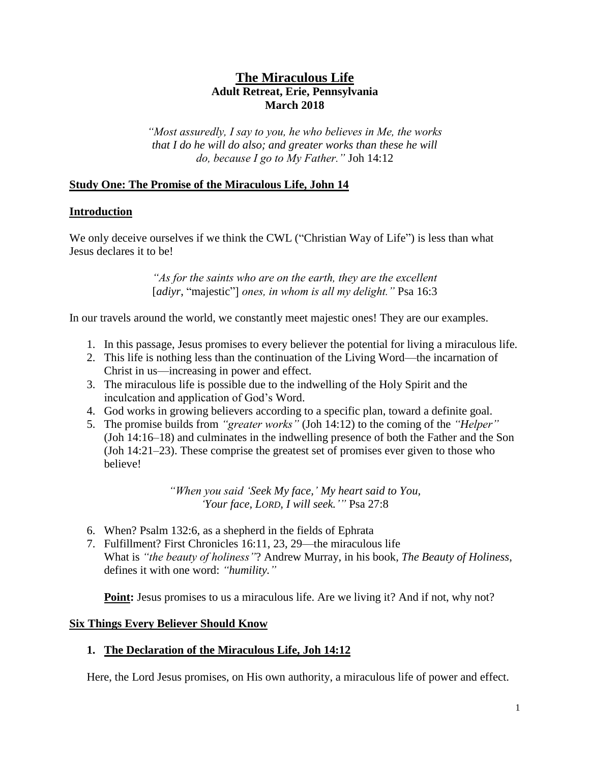# The Miraculous Life

**Adult Retreat, Erie, Pennsylvania**
**March 2018**

*"Most assuredly, I say to you, he who believes in Me, the works that I do he will do also; and greater works than these he will do, because I go to My Father."* Joh 14:12

## Study One: The Promise of the Miraculous Life, John 14

### Introduction

We only deceive ourselves if we think the CWL ("Christian Way of Life") is less than what Jesus declares it to be!

> *"As for the saints who are on the earth, they are the excellent* [*adiyr*, "majestic"] *ones, in whom is all my delight."* Psa 16:3

In our travels around the world, we constantly meet majestic ones! They are our examples.

1. In this passage, Jesus promises to every believer the potential for living a miraculous life.
2. This life is nothing less than the continuation of the Living Word—the incarnation of Christ in us—increasing in power and effect.
3. The miraculous life is possible due to the indwelling of the Holy Spirit and the inculcation and application of God's Word.
4. God works in growing believers according to a specific plan, toward a definite goal.
5. The promise builds from *"greater works"* (Joh 14:12) to the coming of the *"Helper"* (Joh 14:16–18) and culminates in the indwelling presence of both the Father and the Son (Joh 14:21–23). These comprise the greatest set of promises ever given to those who believe!

> *"When you said 'Seek My face,' My heart said to You, 'Your face, LORD, I will seek.'"* Psa 27:8

6. When? Psalm 132:6, as a shepherd in the fields of Ephrata
7. Fulfillment? First Chronicles 16:11, 23, 29—the miraculous life
   What is *"the beauty of holiness"*? Andrew Murray, in his book, *The Beauty of Holiness*, defines it with one word: *"humility."*

**Point:** Jesus promises to us a miraculous life. Are we living it? And if not, why not?

## Six Things Every Believer Should Know

### 1. The Declaration of the Miraculous Life, Joh 14:12

Here, the Lord Jesus promises, on His own authority, a miraculous life of power and effect.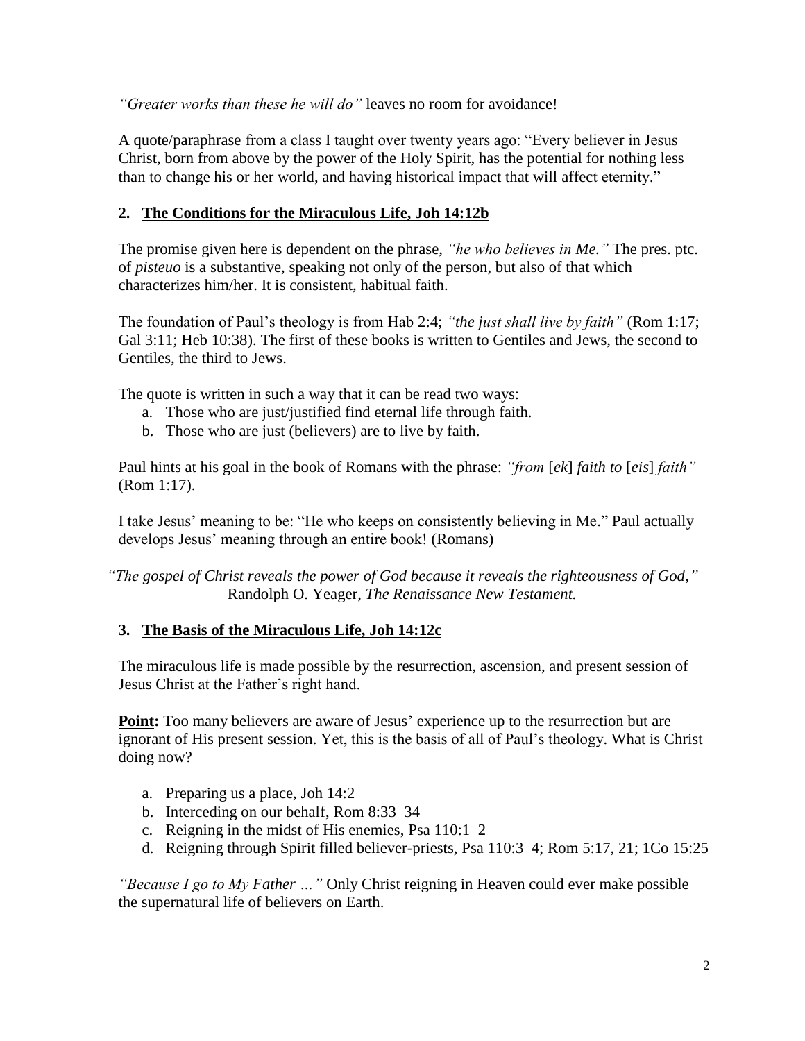*"Greater works than these he will do"* leaves no room for avoidance!

A quote/paraphrase from a class I taught over twenty years ago: "Every believer in Jesus Christ, born from above by the power of the Holy Spirit, has the potential for nothing less than to change his or her world, and having historical impact that will affect eternity."

## 2. The Conditions for the Miraculous Life, Joh 14:12b

The promise given here is dependent on the phrase, *"he who believes in Me."* The pres. ptc. of *pisteuo* is a substantive, speaking not only of the person, but also of that which characterizes him/her. It is consistent, habitual faith.

The foundation of Paul's theology is from Hab 2:4; *"the just shall live by faith"* (Rom 1:17; Gal 3:11; Heb 10:38). The first of these books is written to Gentiles and Jews, the second to Gentiles, the third to Jews.

The quote is written in such a way that it can be read two ways:

a. Those who are just/justified find eternal life through faith.
b. Those who are just (believers) are to live by faith.

Paul hints at his goal in the book of Romans with the phrase: *"from* [*ek*] *faith to* [*eis*] *faith"* (Rom 1:17).

I take Jesus' meaning to be: "He who keeps on consistently believing in Me." Paul actually develops Jesus' meaning through an entire book! (Romans)

*"The gospel of Christ reveals the power of God because it reveals the righteousness of God,"*
Randolph O. Yeager, *The Renaissance New Testament.*

## 3. The Basis of the Miraculous Life, Joh 14:12c

The miraculous life is made possible by the resurrection, ascension, and present session of Jesus Christ at the Father's right hand.

**Point:** Too many believers are aware of Jesus' experience up to the resurrection but are ignorant of His present session. Yet, this is the basis of all of Paul's theology. What is Christ doing now?

a. Preparing us a place, Joh 14:2
b. Interceding on our behalf, Rom 8:33–34
c. Reigning in the midst of His enemies, Psa 110:1–2
d. Reigning through Spirit filled believer-priests, Psa 110:3–4; Rom 5:17, 21; 1Co 15:25

*"Because I go to My Father …"* Only Christ reigning in Heaven could ever make possible the supernatural life of believers on Earth.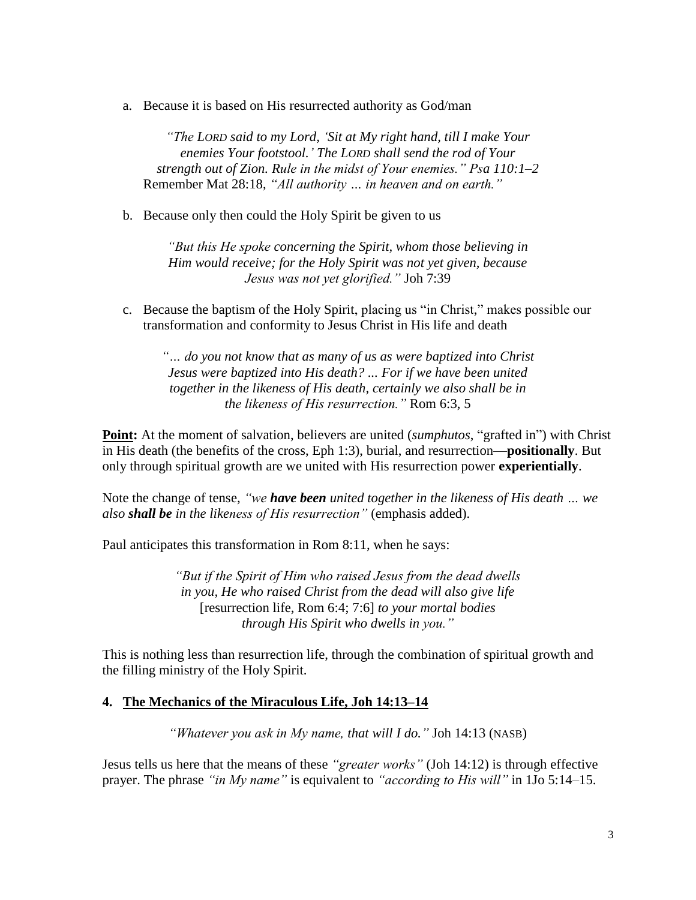a. Because it is based on His resurrected authority as God/man

> *"The LORD said to my Lord, 'Sit at My right hand, till I make Your enemies Your footstool.' The LORD shall send the rod of Your strength out of Zion. Rule in the midst of Your enemies." Psa 110:1–2*

Remember Mat 28:18, *"All authority … in heaven and on earth."*

b. Because only then could the Holy Spirit be given to us

> *"But this He spoke concerning the Spirit, whom those believing in Him would receive; for the Holy Spirit was not yet given, because Jesus was not yet glorified."* Joh 7:39

c. Because the baptism of the Holy Spirit, placing us "in Christ," makes possible our transformation and conformity to Jesus Christ in His life and death

> *"… do you not know that as many of us as were baptized into Christ Jesus were baptized into His death? ... For if we have been united together in the likeness of His death, certainly we also shall be in the likeness of His resurrection."* Rom 6:3, 5

**Point:** At the moment of salvation, believers are united (*sumphutos*, "grafted in") with Christ in His death (the benefits of the cross, Eph 1:3), burial, and resurrection—**positionally**. But only through spiritual growth are we united with His resurrection power **experientially**.

Note the change of tense, *"we **have been** united together in the likeness of His death … we also **shall be** in the likeness of His resurrection"* (emphasis added).

Paul anticipates this transformation in Rom 8:11, when he says:

> *"But if the Spirit of Him who raised Jesus from the dead dwells in you, He who raised Christ from the dead will also give life* [resurrection life, Rom 6:4; 7:6] *to your mortal bodies through His Spirit who dwells in you."*

This is nothing less than resurrection life, through the combination of spiritual growth and the filling ministry of the Holy Spirit.

### 4. The Mechanics of the Miraculous Life, Joh 14:13–14

> *"Whatever you ask in My name, that will I do."* Joh 14:13 (NASB)

Jesus tells us here that the means of these *"greater works"* (Joh 14:12) is through effective prayer. The phrase *"in My name"* is equivalent to *"according to His will"* in 1Jo 5:14–15.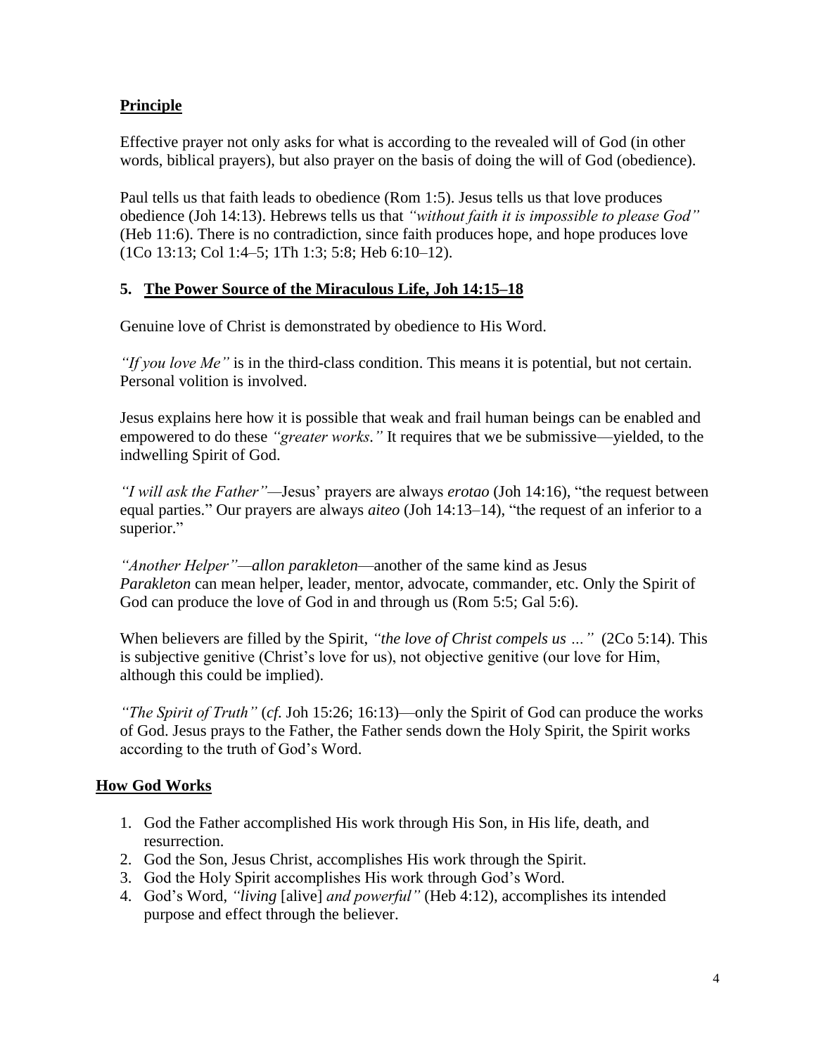**Principle**

Effective prayer not only asks for what is according to the revealed will of God (in other words, biblical prayers), but also prayer on the basis of doing the will of God (obedience).

Paul tells us that faith leads to obedience (Rom 1:5). Jesus tells us that love produces obedience (Joh 14:13). Hebrews tells us that *"without faith it is impossible to please God"* (Heb 11:6). There is no contradiction, since faith produces hope, and hope produces love (1Co 13:13; Col 1:4–5; 1Th 1:3; 5:8; Heb 6:10–12).

## 5. The Power Source of the Miraculous Life, Joh 14:15–18

Genuine love of Christ is demonstrated by obedience to His Word.

*"If you love Me"* is in the third-class condition. This means it is potential, but not certain. Personal volition is involved.

Jesus explains here how it is possible that weak and frail human beings can be enabled and empowered to do these *"greater works."* It requires that we be submissive—yielded, to the indwelling Spirit of God.

*"I will ask the Father"*—Jesus' prayers are always *erotao* (Joh 14:16), "the request between equal parties." Our prayers are always *aiteo* (Joh 14:13–14), "the request of an inferior to a superior."

*"Another Helper"*—*allon parakleton*—another of the same kind as Jesus
*Parakleton* can mean helper, leader, mentor, advocate, commander, etc. Only the Spirit of God can produce the love of God in and through us (Rom 5:5; Gal 5:6).

When believers are filled by the Spirit, *"the love of Christ compels us …"* (2Co 5:14). This is subjective genitive (Christ's love for us), not objective genitive (our love for Him, although this could be implied).

*"The Spirit of Truth"* (*cf.* Joh 15:26; 16:13)—only the Spirit of God can produce the works of God. Jesus prays to the Father, the Father sends down the Holy Spirit, the Spirit works according to the truth of God's Word.

**How God Works**

1. God the Father accomplished His work through His Son, in His life, death, and resurrection.
2. God the Son, Jesus Christ, accomplishes His work through the Spirit.
3. God the Holy Spirit accomplishes His work through God's Word.
4. God's Word, *"living* [alive] *and powerful"* (Heb 4:12), accomplishes its intended purpose and effect through the believer.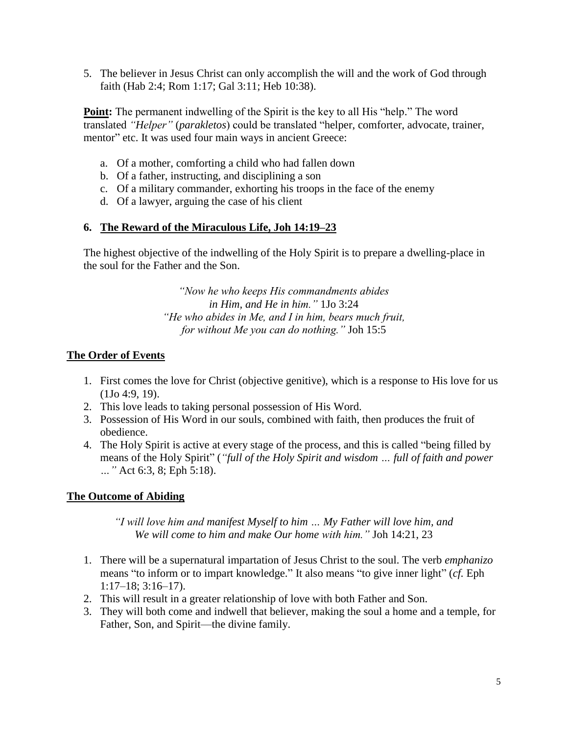5. The believer in Jesus Christ can only accomplish the will and the work of God through faith (Hab 2:4; Rom 1:17; Gal 3:11; Heb 10:38).

**Point:** The permanent indwelling of the Spirit is the key to all His "help." The word translated *"Helper"* (*parakletos*) could be translated "helper, comforter, advocate, trainer, mentor" etc. It was used four main ways in ancient Greece:

a. Of a mother, comforting a child who had fallen down
b. Of a father, instructing, and disciplining a son
c. Of a military commander, exhorting his troops in the face of the enemy
d. Of a lawyer, arguing the case of his client

### 6. The Reward of the Miraculous Life, Joh 14:19–23

The highest objective of the indwelling of the Holy Spirit is to prepare a dwelling-place in the soul for the Father and the Son.

> *"Now he who keeps His commandments abides in Him, and He in him."* 1Jo 3:24
> *"He who abides in Me, and I in him, bears much fruit, for without Me you can do nothing."* Joh 15:5

### The Order of Events

1. First comes the love for Christ (objective genitive), which is a response to His love for us (1Jo 4:9, 19).
2. This love leads to taking personal possession of His Word.
3. Possession of His Word in our souls, combined with faith, then produces the fruit of obedience.
4. The Holy Spirit is active at every stage of the process, and this is called "being filled by means of the Holy Spirit" (*"full of the Holy Spirit and wisdom … full of faith and power …"* Act 6:3, 8; Eph 5:18).

### The Outcome of Abiding

> *"I will love him and manifest Myself to him … My Father will love him, and We will come to him and make Our home with him."* Joh 14:21, 23

1. There will be a supernatural impartation of Jesus Christ to the soul. The verb *emphanizo* means "to inform or to impart knowledge." It also means "to give inner light" (*cf.* Eph 1:17–18; 3:16–17).
2. This will result in a greater relationship of love with both Father and Son.
3. They will both come and indwell that believer, making the soul a home and a temple, for Father, Son, and Spirit—the divine family.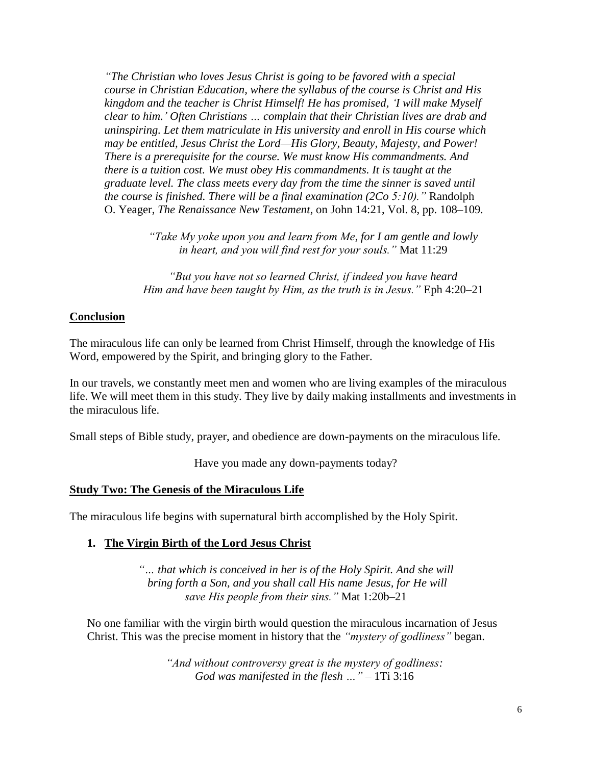*"The Christian who loves Jesus Christ is going to be favored with a special course in Christian Education, where the syllabus of the course is Christ and His kingdom and the teacher is Christ Himself! He has promised, 'I will make Myself clear to him.' Often Christians … complain that their Christian lives are drab and uninspiring. Let them matriculate in His university and enroll in His course which may be entitled, Jesus Christ the Lord—His Glory, Beauty, Majesty, and Power! There is a prerequisite for the course. We must know His commandments. And there is a tuition cost. We must obey His commandments. It is taught at the graduate level. The class meets every day from the time the sinner is saved until the course is finished. There will be a final examination (2Co 5:10)."* Randolph O. Yeager, *The Renaissance New Testament*, on John 14:21, Vol. 8, pp. 108–109.

> *"Take My yoke upon you and learn from Me, for I am gentle and lowly in heart, and you will find rest for your souls."* Mat 11:29
>
> *"But you have not so learned Christ, if indeed you have heard Him and have been taught by Him, as the truth is in Jesus."* Eph 4:20–21

## Conclusion

The miraculous life can only be learned from Christ Himself, through the knowledge of His Word, empowered by the Spirit, and bringing glory to the Father.

In our travels, we constantly meet men and women who are living examples of the miraculous life. We will meet them in this study. They live by daily making installments and investments in the miraculous life.

Small steps of Bible study, prayer, and obedience are down-payments on the miraculous life.

Have you made any down-payments today?

## Study Two: The Genesis of the Miraculous Life

The miraculous life begins with supernatural birth accomplished by the Holy Spirit.

### 1. The Virgin Birth of the Lord Jesus Christ

> *"… that which is conceived in her is of the Holy Spirit. And she will bring forth a Son, and you shall call His name Jesus, for He will save His people from their sins."* Mat 1:20b–21

No one familiar with the virgin birth would question the miraculous incarnation of Jesus Christ. This was the precise moment in history that the *"mystery of godliness"* began.

> *"And without controversy great is the mystery of godliness: God was manifested in the flesh …"* – 1Ti 3:16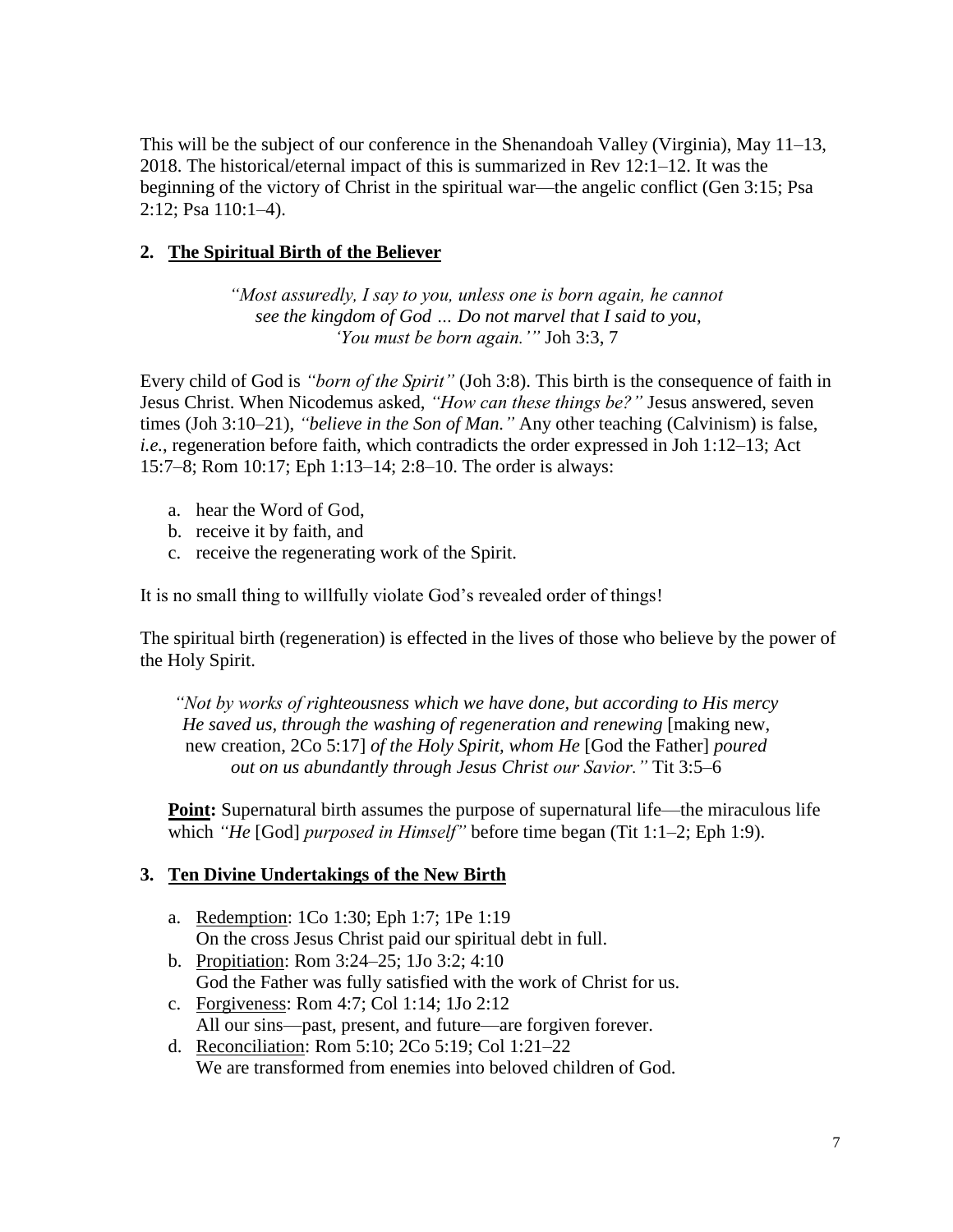This will be the subject of our conference in the Shenandoah Valley (Virginia), May 11–13, 2018. The historical/eternal impact of this is summarized in Rev 12:1–12. It was the beginning of the victory of Christ in the spiritual war—the angelic conflict (Gen 3:15; Psa 2:12; Psa 110:1–4).

### 2. The Spiritual Birth of the Believer

> *"Most assuredly, I say to you, unless one is born again, he cannot see the kingdom of God … Do not marvel that I said to you, 'You must be born again.'"* Joh 3:3, 7

Every child of God is *"born of the Spirit"* (Joh 3:8). This birth is the consequence of faith in Jesus Christ. When Nicodemus asked, *"How can these things be?"* Jesus answered, seven times (Joh 3:10–21), *"believe in the Son of Man."* Any other teaching (Calvinism) is false, *i.e.*, regeneration before faith, which contradicts the order expressed in Joh 1:12–13; Act 15:7–8; Rom 10:17; Eph 1:13–14; 2:8–10. The order is always:

a. hear the Word of God,
b. receive it by faith, and
c. receive the regenerating work of the Spirit.

It is no small thing to willfully violate God's revealed order of things!

The spiritual birth (regeneration) is effected in the lives of those who believe by the power of the Holy Spirit.

> *"Not by works of righteousness which we have done, but according to His mercy He saved us, through the washing of regeneration and renewing* [making new, new creation, 2Co 5:17] *of the Holy Spirit, whom He* [God the Father] *poured out on us abundantly through Jesus Christ our Savior."* Tit 3:5–6

**Point:** Supernatural birth assumes the purpose of supernatural life—the miraculous life which *"He* [God] *purposed in Himself"* before time began (Tit 1:1–2; Eph 1:9).

### 3. Ten Divine Undertakings of the New Birth

a. Redemption: 1Co 1:30; Eph 1:7; 1Pe 1:19
   On the cross Jesus Christ paid our spiritual debt in full.
b. Propitiation: Rom 3:24–25; 1Jo 3:2; 4:10
   God the Father was fully satisfied with the work of Christ for us.
c. Forgiveness: Rom 4:7; Col 1:14; 1Jo 2:12
   All our sins—past, present, and future—are forgiven forever.
d. Reconciliation: Rom 5:10; 2Co 5:19; Col 1:21–22
   We are transformed from enemies into beloved children of God.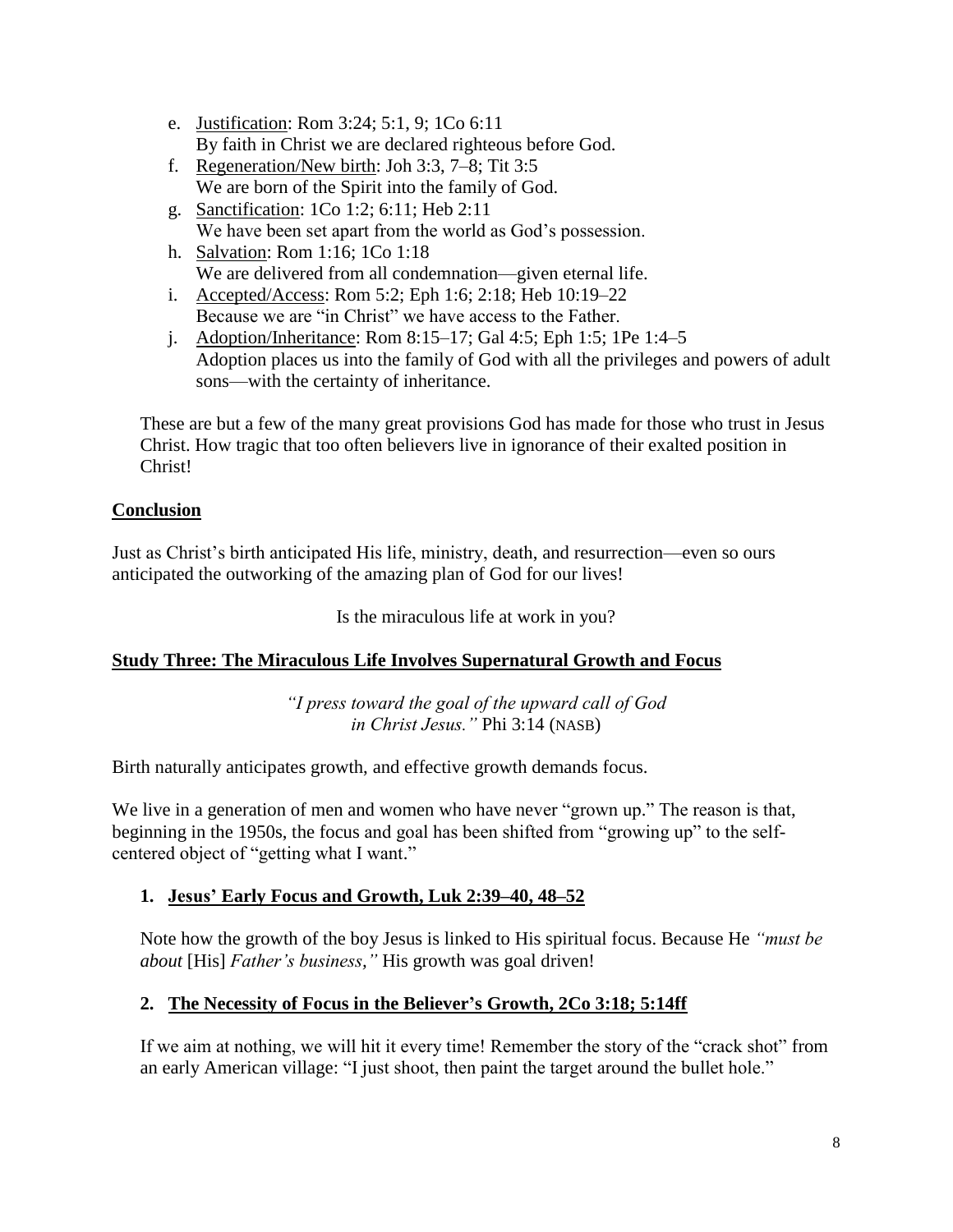e. <u>Justification</u>: Rom 3:24; 5:1, 9; 1Co 6:11
   By faith in Christ we are declared righteous before God.
f. <u>Regeneration/New birth</u>: Joh 3:3, 7–8; Tit 3:5
   We are born of the Spirit into the family of God.
g. <u>Sanctification</u>: 1Co 1:2; 6:11; Heb 2:11
   We have been set apart from the world as God's possession.
h. <u>Salvation</u>: Rom 1:16; 1Co 1:18
   We are delivered from all condemnation—given eternal life.
i. <u>Accepted/Access</u>: Rom 5:2; Eph 1:6; 2:18; Heb 10:19–22
   Because we are "in Christ" we have access to the Father.
j. <u>Adoption/Inheritance</u>: Rom 8:15–17; Gal 4:5; Eph 1:5; 1Pe 1:4–5
   Adoption places us into the family of God with all the privileges and powers of adult sons—with the certainty of inheritance.

These are but a few of the many great provisions God has made for those who trust in Jesus Christ. How tragic that too often believers live in ignorance of their exalted position in Christ!

## **<u>Conclusion</u>**

Just as Christ's birth anticipated His life, ministry, death, and resurrection—even so ours anticipated the outworking of the amazing plan of God for our lives!

Is the miraculous life at work in you?

## **<u>Study Three: The Miraculous Life Involves Supernatural Growth and Focus</u>**

*"I press toward the goal of the upward call of God in Christ Jesus."* Phi 3:14 (NASB)

Birth naturally anticipates growth, and effective growth demands focus.

We live in a generation of men and women who have never "grown up." The reason is that, beginning in the 1950s, the focus and goal has been shifted from "growing up" to the self-centered object of "getting what I want."

### **1. <u>Jesus' Early Focus and Growth, Luk 2:39–40, 48–52</u>**

Note how the growth of the boy Jesus is linked to His spiritual focus. Because He *"must be about* [His] *Father's business,"* His growth was goal driven!

### **2. <u>The Necessity of Focus in the Believer's Growth, 2Co 3:18; 5:14ff</u>**

If we aim at nothing, we will hit it every time! Remember the story of the "crack shot" from an early American village: "I just shoot, then paint the target around the bullet hole."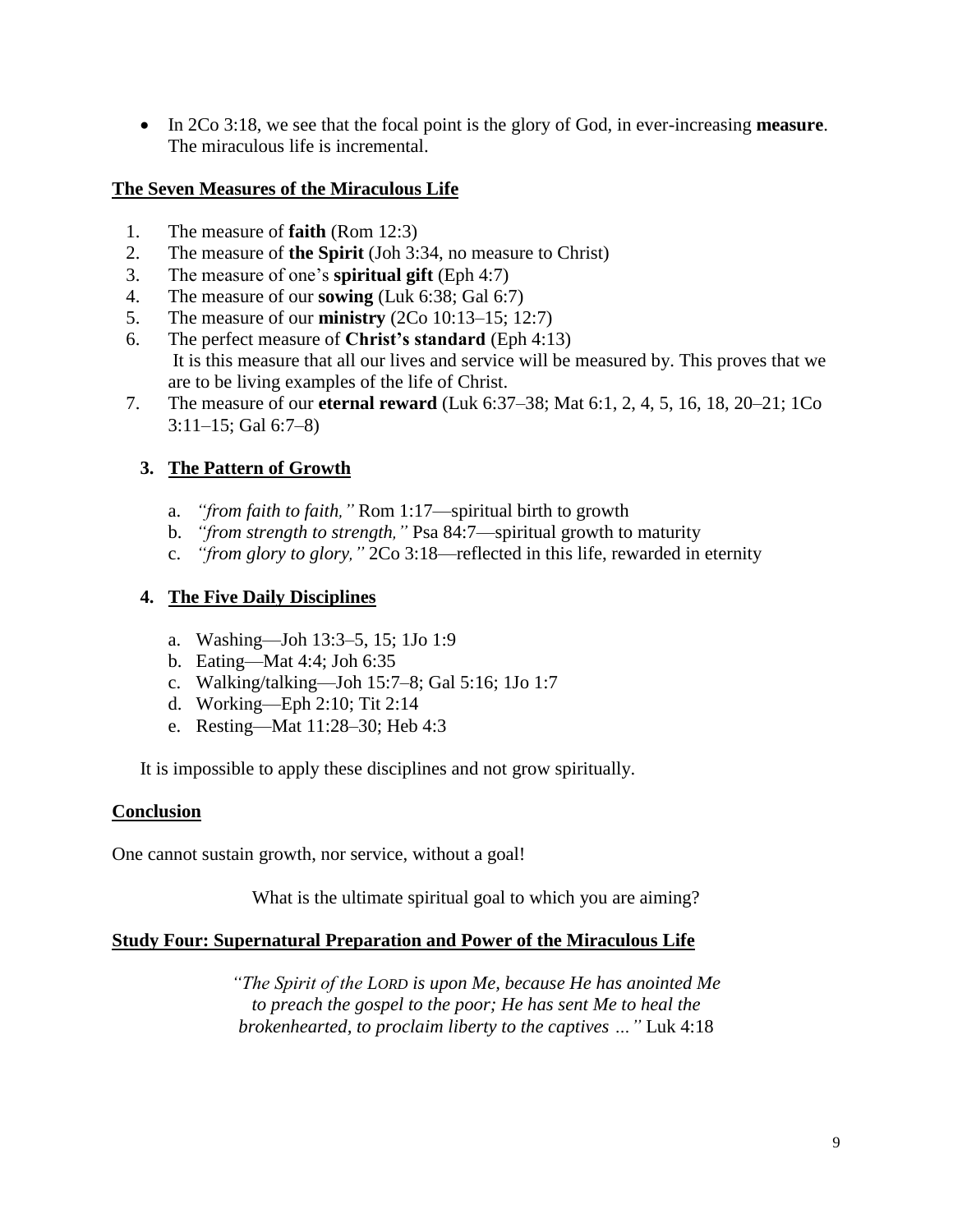- In 2Co 3:18, we see that the focal point is the glory of God, in ever-increasing **measure**. The miraculous life is incremental.

## The Seven Measures of the Miraculous Life

1. The measure of **faith** (Rom 12:3)
2. The measure of **the Spirit** (Joh 3:34, no measure to Christ)
3. The measure of one's **spiritual gift** (Eph 4:7)
4. The measure of our **sowing** (Luk 6:38; Gal 6:7)
5. The measure of our **ministry** (2Co 10:13–15; 12:7)
6. The perfect measure of **Christ's standard** (Eph 4:13)
   It is this measure that all our lives and service will be measured by. This proves that we are to be living examples of the life of Christ.
7. The measure of our **eternal reward** (Luk 6:37–38; Mat 6:1, 2, 4, 5, 16, 18, 20–21; 1Co 3:11–15; Gal 6:7–8)

### 3. The Pattern of Growth

a. *"from faith to faith,"* Rom 1:17—spiritual birth to growth
b. *"from strength to strength,"* Psa 84:7—spiritual growth to maturity
c. *"from glory to glory,"* 2Co 3:18—reflected in this life, rewarded in eternity

### 4. The Five Daily Disciplines

a. Washing—Joh 13:3–5, 15; 1Jo 1:9
b. Eating—Mat 4:4; Joh 6:35
c. Walking/talking—Joh 15:7–8; Gal 5:16; 1Jo 1:7
d. Working—Eph 2:10; Tit 2:14
e. Resting—Mat 11:28–30; Heb 4:3

It is impossible to apply these disciplines and not grow spiritually.

## Conclusion

One cannot sustain growth, nor service, without a goal!

What is the ultimate spiritual goal to which you are aiming?

## Study Four: Supernatural Preparation and Power of the Miraculous Life

*"The Spirit of the LORD is upon Me, because He has anointed Me to preach the gospel to the poor; He has sent Me to heal the brokenhearted, to proclaim liberty to the captives …"* Luk 4:18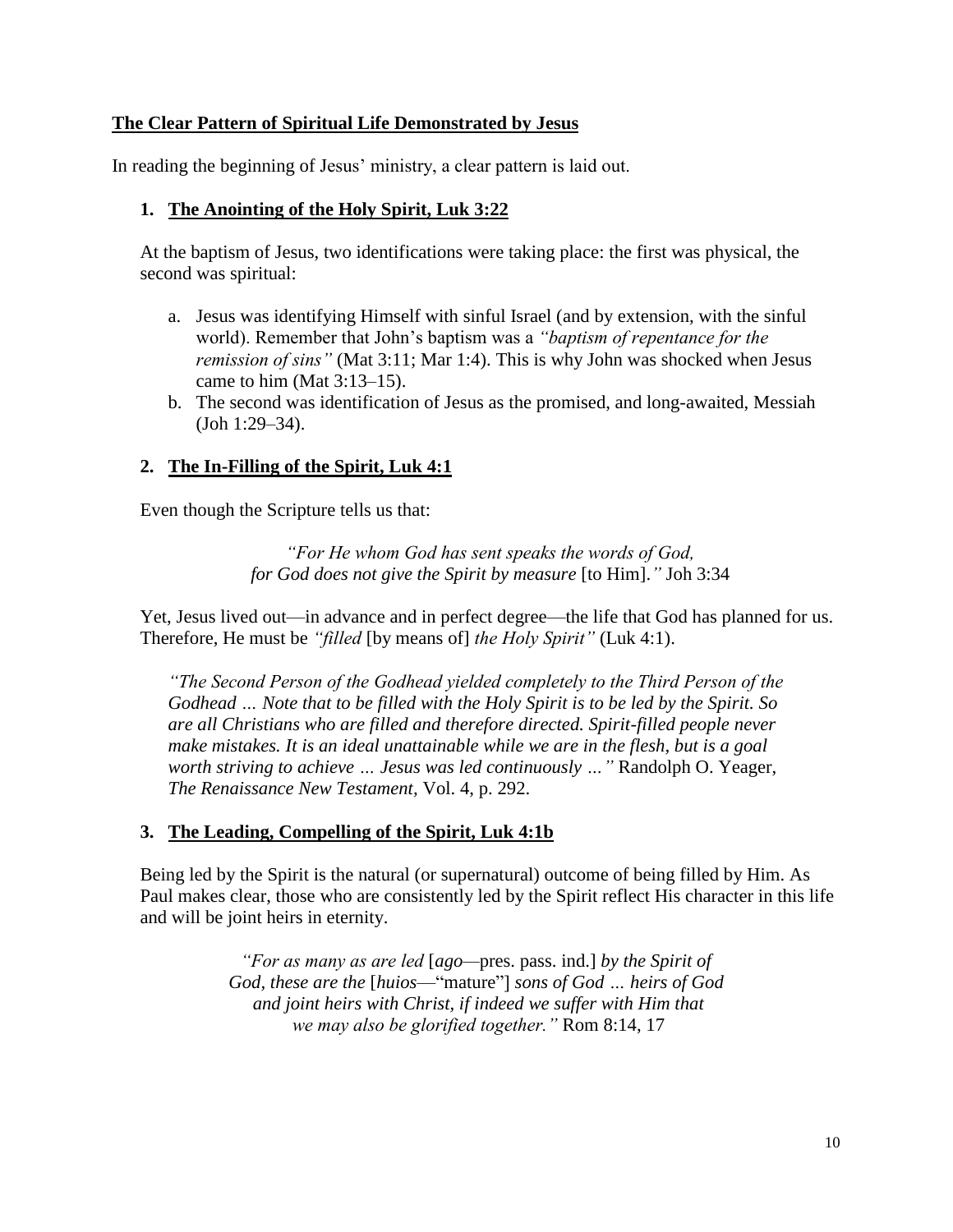## The Clear Pattern of Spiritual Life Demonstrated by Jesus

In reading the beginning of Jesus' ministry, a clear pattern is laid out.

### 1. The Anointing of the Holy Spirit, Luk 3:22

At the baptism of Jesus, two identifications were taking place: the first was physical, the second was spiritual:

a. Jesus was identifying Himself with sinful Israel (and by extension, with the sinful world). Remember that John's baptism was a *"baptism of repentance for the remission of sins"* (Mat 3:11; Mar 1:4). This is why John was shocked when Jesus came to him (Mat 3:13–15).
b. The second was identification of Jesus as the promised, and long-awaited, Messiah (Joh 1:29–34).

### 2. The In-Filling of the Spirit, Luk 4:1

Even though the Scripture tells us that:

> *"For He whom God has sent speaks the words of God, for God does not give the Spirit by measure* [to Him].*"* Joh 3:34

Yet, Jesus lived out—in advance and in perfect degree—the life that God has planned for us. Therefore, He must be *"filled* [by means of] *the Holy Spirit"* (Luk 4:1).

> *"The Second Person of the Godhead yielded completely to the Third Person of the Godhead … Note that to be filled with the Holy Spirit is to be led by the Spirit. So are all Christians who are filled and therefore directed. Spirit-filled people never make mistakes. It is an ideal unattainable while we are in the flesh, but is a goal worth striving to achieve … Jesus was led continuously …"* Randolph O. Yeager, *The Renaissance New Testament,* Vol. 4, p. 292.

### 3. The Leading, Compelling of the Spirit, Luk 4:1b

Being led by the Spirit is the natural (or supernatural) outcome of being filled by Him. As Paul makes clear, those who are consistently led by the Spirit reflect His character in this life and will be joint heirs in eternity.

> *"For as many as are led* [*ago*—pres. pass. ind.] *by the Spirit of God, these are the* [*huios*—"mature"] *sons of God … heirs of God and joint heirs with Christ, if indeed we suffer with Him that we may also be glorified together."* Rom 8:14, 17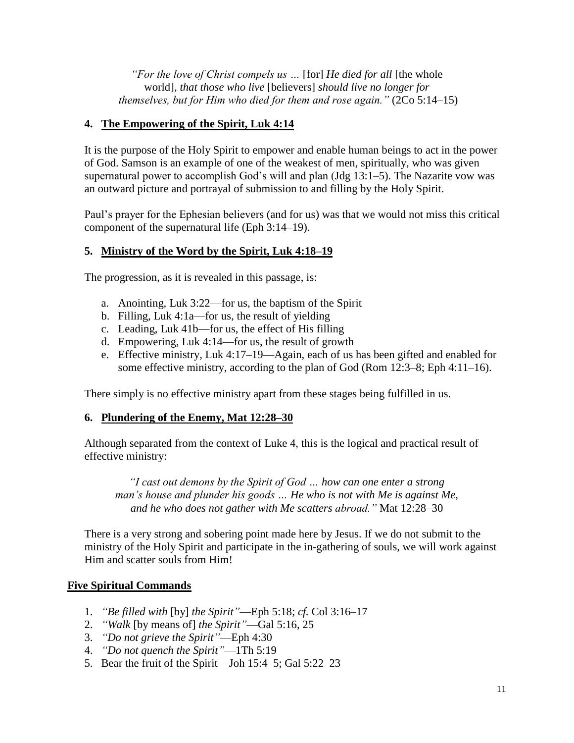> *"For the love of Christ compels us …* [for] *He died for all* [the whole world], *that those who live* [believers] *should live no longer for themselves, but for Him who died for them and rose again."* (2Co 5:14–15)

### 4. <u>The Empowering of the Spirit, Luk 4:14</u>

It is the purpose of the Holy Spirit to empower and enable human beings to act in the power of God. Samson is an example of one of the weakest of men, spiritually, who was given supernatural power to accomplish God's will and plan (Jdg 13:1–5). The Nazarite vow was an outward picture and portrayal of submission to and filling by the Holy Spirit.

Paul's prayer for the Ephesian believers (and for us) was that we would not miss this critical component of the supernatural life (Eph 3:14–19).

### 5. <u>Ministry of the Word by the Spirit, Luk 4:18–19</u>

The progression, as it is revealed in this passage, is:

a. Anointing, Luk 3:22—for us, the baptism of the Spirit
b. Filling, Luk 4:1a—for us, the result of yielding
c. Leading, Luk 41b—for us, the effect of His filling
d. Empowering, Luk 4:14—for us, the result of growth
e. Effective ministry, Luk 4:17–19—Again, each of us has been gifted and enabled for some effective ministry, according to the plan of God (Rom 12:3–8; Eph 4:11–16).

There simply is no effective ministry apart from these stages being fulfilled in us.

### 6. <u>Plundering of the Enemy, Mat 12:28–30</u>

Although separated from the context of Luke 4, this is the logical and practical result of effective ministry:

> *"I cast out demons by the Spirit of God … how can one enter a strong man's house and plunder his goods … He who is not with Me is against Me, and he who does not gather with Me scatters abroad."* Mat 12:28–30

There is a very strong and sobering point made here by Jesus. If we do not submit to the ministry of the Holy Spirit and participate in the in-gathering of souls, we will work against Him and scatter souls from Him!

## <u>Five Spiritual Commands</u>

1. *"Be filled with* [by] *the Spirit"*—Eph 5:18; *cf.* Col 3:16–17
2. *"Walk* [by means of] *the Spirit"*—Gal 5:16, 25
3. *"Do not grieve the Spirit"*—Eph 4:30
4. *"Do not quench the Spirit"*—1Th 5:19
5. Bear the fruit of the Spirit—Joh 15:4–5; Gal 5:22–23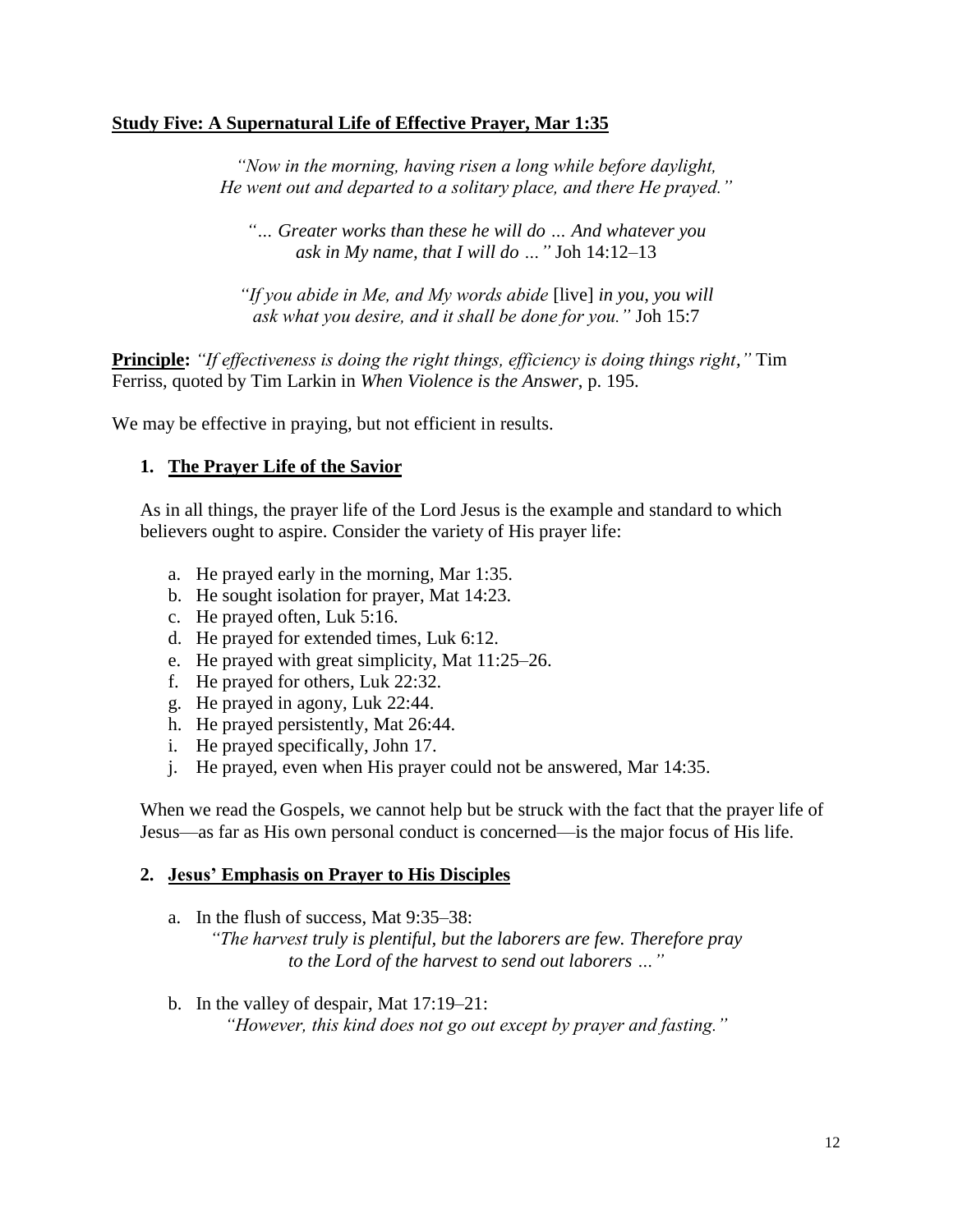## **Study Five: A Supernatural Life of Effective Prayer, Mar 1:35**

*"Now in the morning, having risen a long while before daylight, He went out and departed to a solitary place, and there He prayed."*

*"… Greater works than these he will do … And whatever you ask in My name, that I will do …"* Joh 14:12–13

*"If you abide in Me, and My words abide* [live] *in you, you will ask what you desire, and it shall be done for you."* Joh 15:7

**Principle:** *"If effectiveness is doing the right things, efficiency is doing things right,"* Tim Ferriss, quoted by Tim Larkin in *When Violence is the Answer*, p. 195.

We may be effective in praying, but not efficient in results.

### **1. The Prayer Life of the Savior**

As in all things, the prayer life of the Lord Jesus is the example and standard to which believers ought to aspire. Consider the variety of His prayer life:

a. He prayed early in the morning, Mar 1:35.
b. He sought isolation for prayer, Mat 14:23.
c. He prayed often, Luk 5:16.
d. He prayed for extended times, Luk 6:12.
e. He prayed with great simplicity, Mat 11:25–26.
f. He prayed for others, Luk 22:32.
g. He prayed in agony, Luk 22:44.
h. He prayed persistently, Mat 26:44.
i. He prayed specifically, John 17.
j. He prayed, even when His prayer could not be answered, Mar 14:35.

When we read the Gospels, we cannot help but be struck with the fact that the prayer life of Jesus—as far as His own personal conduct is concerned—is the major focus of His life.

### **2. Jesus' Emphasis on Prayer to His Disciples**

a. In the flush of success, Mat 9:35–38:
*"The harvest truly is plentiful, but the laborers are few. Therefore pray to the Lord of the harvest to send out laborers …"*

b. In the valley of despair, Mat 17:19–21:
*"However, this kind does not go out except by prayer and fasting."*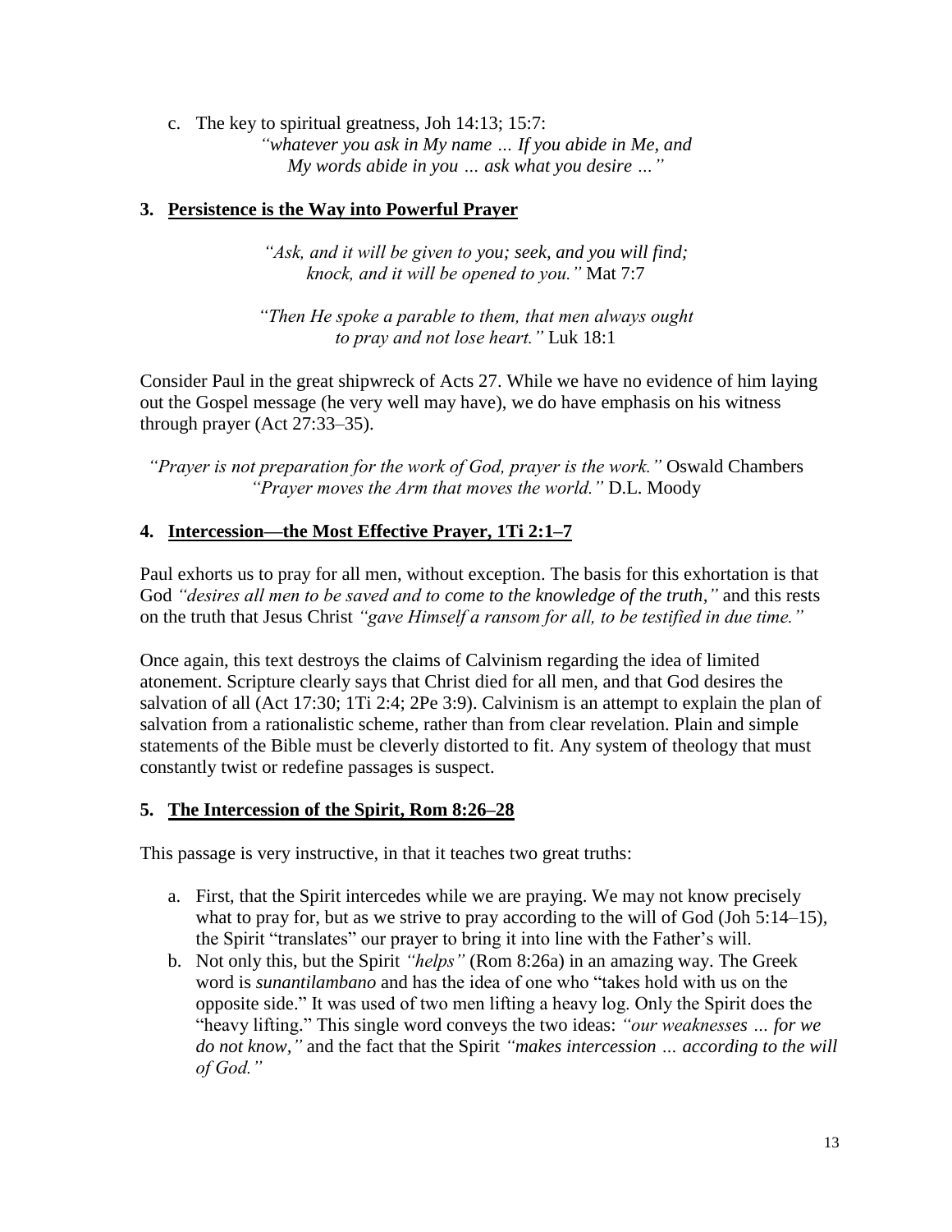c. The key to spiritual greatness, Joh 14:13; 15:7:

   *"whatever you ask in My name … If you abide in Me, and My words abide in you … ask what you desire …"*

## 3. Persistence is the Way into Powerful Prayer

*"Ask, and it will be given to you; seek, and you will find; knock, and it will be opened to you."* Mat 7:7

*"Then He spoke a parable to them, that men always ought to pray and not lose heart."* Luk 18:1

Consider Paul in the great shipwreck of Acts 27. While we have no evidence of him laying out the Gospel message (he very well may have), we do have emphasis on his witness through prayer (Act 27:33–35).

*"Prayer is not preparation for the work of God, prayer is the work."* Oswald Chambers
*"Prayer moves the Arm that moves the world."* D.L. Moody

## 4. Intercession—the Most Effective Prayer, 1Ti 2:1–7

Paul exhorts us to pray for all men, without exception. The basis for this exhortation is that God *"desires all men to be saved and to come to the knowledge of the truth,"* and this rests on the truth that Jesus Christ *"gave Himself a ransom for all, to be testified in due time."*

Once again, this text destroys the claims of Calvinism regarding the idea of limited atonement. Scripture clearly says that Christ died for all men, and that God desires the salvation of all (Act 17:30; 1Ti 2:4; 2Pe 3:9). Calvinism is an attempt to explain the plan of salvation from a rationalistic scheme, rather than from clear revelation. Plain and simple statements of the Bible must be cleverly distorted to fit. Any system of theology that must constantly twist or redefine passages is suspect.

## 5. The Intercession of the Spirit, Rom 8:26–28

This passage is very instructive, in that it teaches two great truths:

a. First, that the Spirit intercedes while we are praying. We may not know precisely what to pray for, but as we strive to pray according to the will of God (Joh 5:14–15), the Spirit "translates" our prayer to bring it into line with the Father's will.
b. Not only this, but the Spirit *"helps"* (Rom 8:26a) in an amazing way. The Greek word is *sunantilambano* and has the idea of one who "takes hold with us on the opposite side." It was used of two men lifting a heavy log. Only the Spirit does the "heavy lifting." This single word conveys the two ideas: *"our weaknesses … for we do not know,"* and the fact that the Spirit *"makes intercession … according to the will of God."*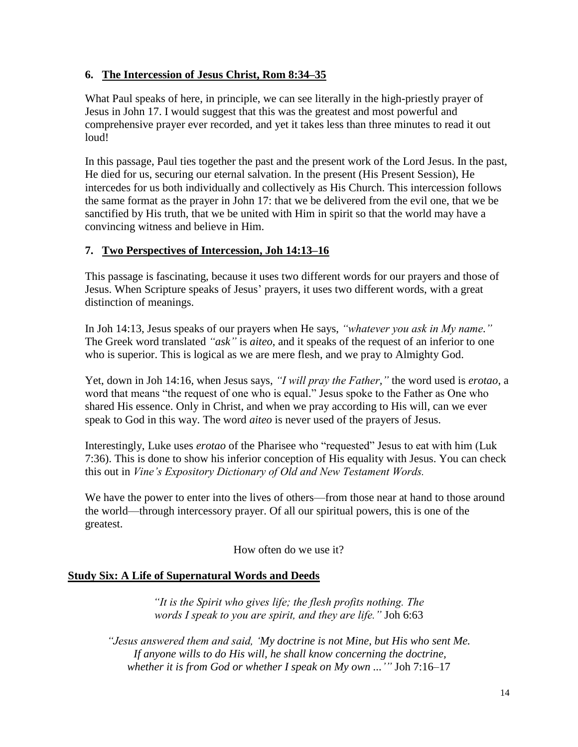### 6. **The Intercession of Jesus Christ, Rom 8:34–35**

What Paul speaks of here, in principle, we can see literally in the high-priestly prayer of Jesus in John 17. I would suggest that this was the greatest and most powerful and comprehensive prayer ever recorded, and yet it takes less than three minutes to read it out loud!

In this passage, Paul ties together the past and the present work of the Lord Jesus. In the past, He died for us, securing our eternal salvation. In the present (His Present Session), He intercedes for us both individually and collectively as His Church. This intercession follows the same format as the prayer in John 17: that we be delivered from the evil one, that we be sanctified by His truth, that we be united with Him in spirit so that the world may have a convincing witness and believe in Him.

### 7. **Two Perspectives of Intercession, Joh 14:13–16**

This passage is fascinating, because it uses two different words for our prayers and those of Jesus. When Scripture speaks of Jesus' prayers, it uses two different words, with a great distinction of meanings.

In Joh 14:13, Jesus speaks of our prayers when He says, *"whatever you ask in My name."* The Greek word translated *"ask"* is *aiteo*, and it speaks of the request of an inferior to one who is superior. This is logical as we are mere flesh, and we pray to Almighty God.

Yet, down in Joh 14:16, when Jesus says, *"I will pray the Father,"* the word used is *erotao*, a word that means "the request of one who is equal." Jesus spoke to the Father as One who shared His essence. Only in Christ, and when we pray according to His will, can we ever speak to God in this way. The word *aiteo* is never used of the prayers of Jesus.

Interestingly, Luke uses *erotao* of the Pharisee who "requested" Jesus to eat with him (Luk 7:36). This is done to show his inferior conception of His equality with Jesus. You can check this out in *Vine's Expository Dictionary of Old and New Testament Words.*

We have the power to enter into the lives of others—from those near at hand to those around the world—through intercessory prayer. Of all our spiritual powers, this is one of the greatest.

How often do we use it?

## **Study Six: A Life of Supernatural Words and Deeds**

*"It is the Spirit who gives life; the flesh profits nothing. The words I speak to you are spirit, and they are life."* Joh 6:63

*"Jesus answered them and said, 'My doctrine is not Mine, but His who sent Me. If anyone wills to do His will, he shall know concerning the doctrine, whether it is from God or whether I speak on My own ...'"* Joh 7:16–17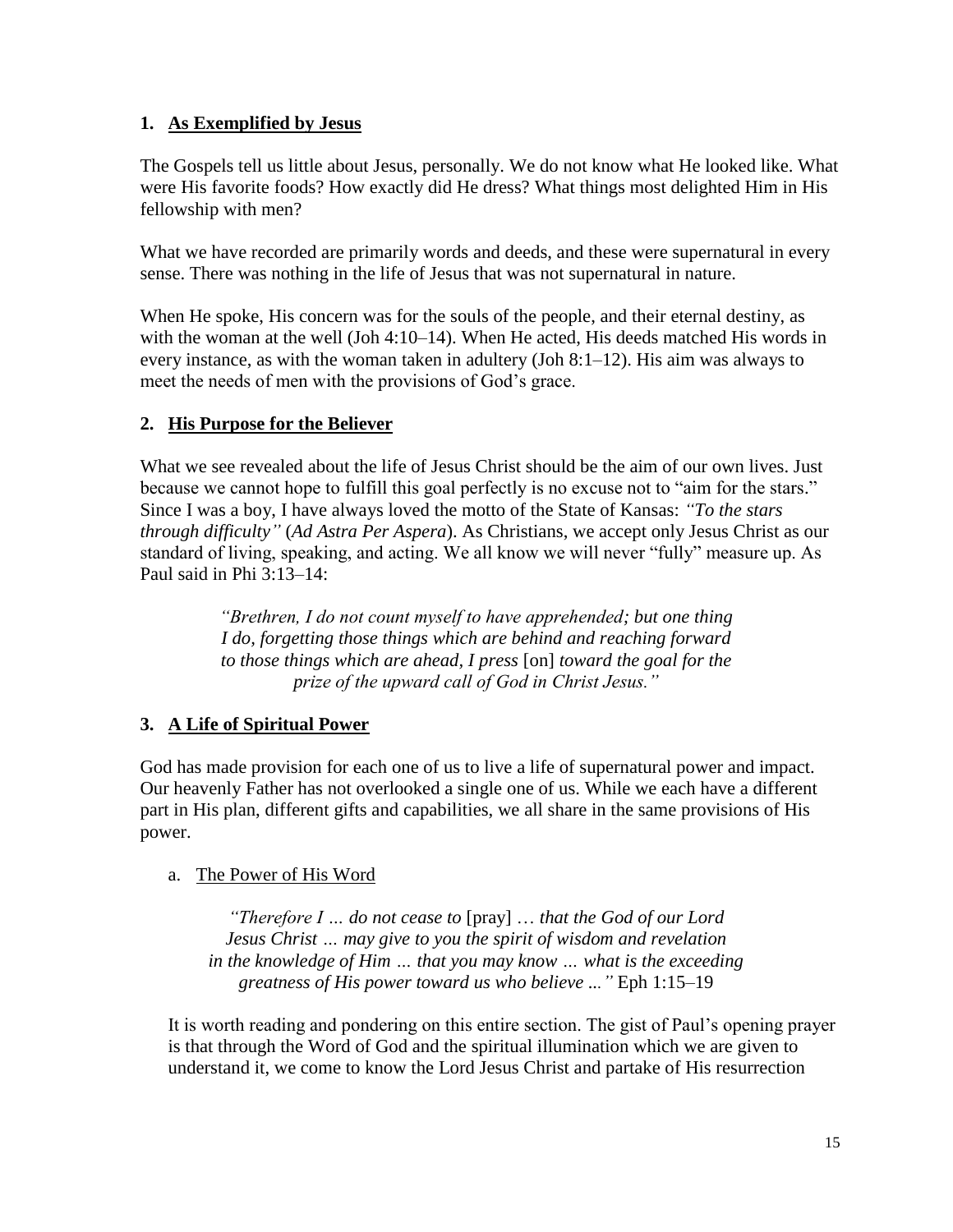## 1. <u>As Exemplified by Jesus</u>

The Gospels tell us little about Jesus, personally. We do not know what He looked like. What were His favorite foods? How exactly did He dress? What things most delighted Him in His fellowship with men?

What we have recorded are primarily words and deeds, and these were supernatural in every sense. There was nothing in the life of Jesus that was not supernatural in nature.

When He spoke, His concern was for the souls of the people, and their eternal destiny, as with the woman at the well (Joh 4:10–14). When He acted, His deeds matched His words in every instance, as with the woman taken in adultery (Joh 8:1–12). His aim was always to meet the needs of men with the provisions of God's grace.

## 2. <u>His Purpose for the Believer</u>

What we see revealed about the life of Jesus Christ should be the aim of our own lives. Just because we cannot hope to fulfill this goal perfectly is no excuse not to "aim for the stars." Since I was a boy, I have always loved the motto of the State of Kansas: *"To the stars through difficulty"* (*Ad Astra Per Aspera*). As Christians, we accept only Jesus Christ as our standard of living, speaking, and acting. We all know we will never "fully" measure up. As Paul said in Phi 3:13–14:

> *"Brethren, I do not count myself to have apprehended; but one thing I do, forgetting those things which are behind and reaching forward to those things which are ahead, I press* [on] *toward the goal for the prize of the upward call of God in Christ Jesus."*

## 3. <u>A Life of Spiritual Power</u>

God has made provision for each one of us to live a life of supernatural power and impact. Our heavenly Father has not overlooked a single one of us. While we each have a different part in His plan, different gifts and capabilities, we all share in the same provisions of His power.

### a. <u>The Power of His Word</u>

> *"Therefore I … do not cease to* [pray] *… that the God of our Lord Jesus Christ … may give to you the spirit of wisdom and revelation in the knowledge of Him … that you may know … what is the exceeding greatness of His power toward us who believe ..."* Eph 1:15–19

It is worth reading and pondering on this entire section. The gist of Paul's opening prayer is that through the Word of God and the spiritual illumination which we are given to understand it, we come to know the Lord Jesus Christ and partake of His resurrection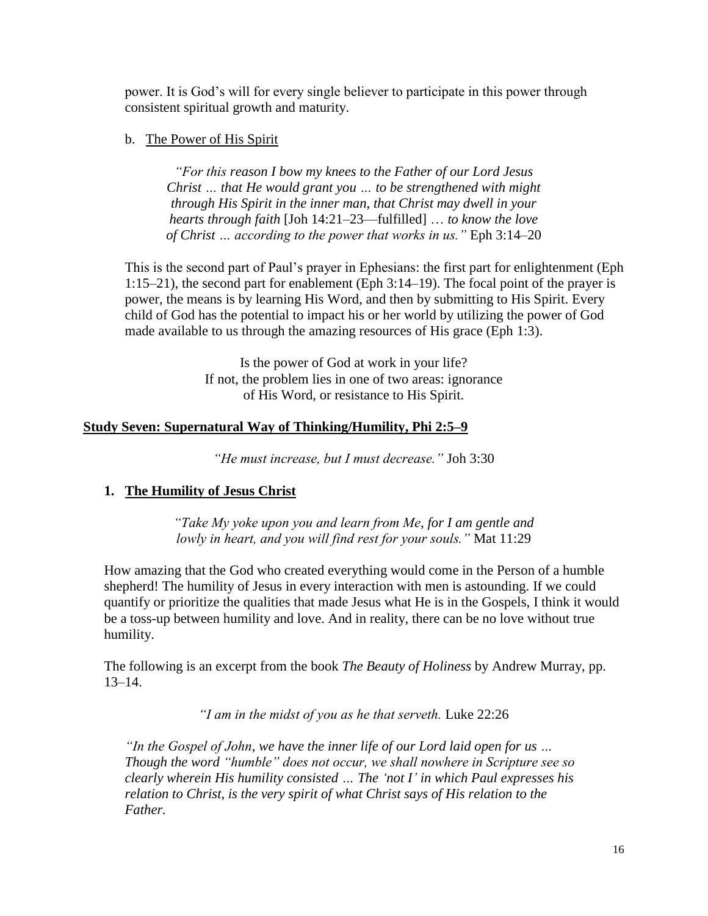power. It is God's will for every single believer to participate in this power through consistent spiritual growth and maturity.

b. The Power of His Spirit

> *"For this reason I bow my knees to the Father of our Lord Jesus Christ … that He would grant you … to be strengthened with might through His Spirit in the inner man, that Christ may dwell in your hearts through faith* [Joh 14:21–23—fulfilled] … *to know the love of Christ … according to the power that works in us."* Eph 3:14–20

This is the second part of Paul's prayer in Ephesians: the first part for enlightenment (Eph 1:15–21), the second part for enablement (Eph 3:14–19). The focal point of the prayer is power, the means is by learning His Word, and then by submitting to His Spirit. Every child of God has the potential to impact his or her world by utilizing the power of God made available to us through the amazing resources of His grace (Eph 1:3).

Is the power of God at work in your life?
If not, the problem lies in one of two areas: ignorance of His Word, or resistance to His Spirit.

## Study Seven: Supernatural Way of Thinking/Humility, Phi 2:5–9

*"He must increase, but I must decrease."* Joh 3:30

### 1. The Humility of Jesus Christ

> *"Take My yoke upon you and learn from Me, for I am gentle and lowly in heart, and you will find rest for your souls."* Mat 11:29

How amazing that the God who created everything would come in the Person of a humble shepherd! The humility of Jesus in every interaction with men is astounding. If we could quantify or prioritize the qualities that made Jesus what He is in the Gospels, I think it would be a toss-up between humility and love. And in reality, there can be no love without true humility.

The following is an excerpt from the book *The Beauty of Holiness* by Andrew Murray, pp. 13–14.

*"I am in the midst of you as he that serveth.* Luke 22:26

*"In the Gospel of John, we have the inner life of our Lord laid open for us … Though the word "humble" does not occur, we shall nowhere in Scripture see so clearly wherein His humility consisted … The 'not I' in which Paul expresses his relation to Christ, is the very spirit of what Christ says of His relation to the Father.*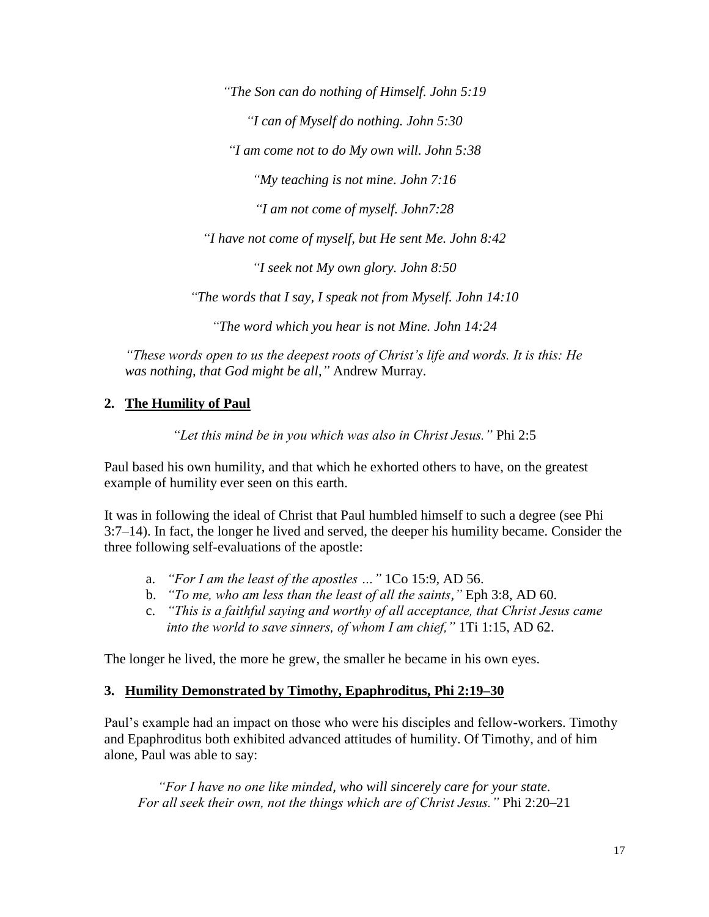*"The Son can do nothing of Himself. John 5:19*

*"I can of Myself do nothing. John 5:30*

*"I am come not to do My own will. John 5:38*

*"My teaching is not mine. John 7:16*

*"I am not come of myself. John7:28*

*"I have not come of myself, but He sent Me. John 8:42*

*"I seek not My own glory. John 8:50*

*"The words that I say, I speak not from Myself. John 14:10*

*"The word which you hear is not Mine. John 14:24*

*"These words open to us the deepest roots of Christ's life and words. It is this: He was nothing, that God might be all,"* Andrew Murray.

## 2. <u>The Humility of Paul</u>

*"Let this mind be in you which was also in Christ Jesus."* Phi 2:5

Paul based his own humility, and that which he exhorted others to have, on the greatest example of humility ever seen on this earth.

It was in following the ideal of Christ that Paul humbled himself to such a degree (see Phi 3:7–14). In fact, the longer he lived and served, the deeper his humility became. Consider the three following self-evaluations of the apostle:

a. *"For I am the least of the apostles …"* 1Co 15:9, AD 56.
b. *"To me, who am less than the least of all the saints,"* Eph 3:8, AD 60.
c. *"This is a faithful saying and worthy of all acceptance, that Christ Jesus came into the world to save sinners, of whom I am chief,"* 1Ti 1:15, AD 62.

The longer he lived, the more he grew, the smaller he became in his own eyes.

## 3. <u>Humility Demonstrated by Timothy, Epaphroditus, Phi 2:19–30</u>

Paul's example had an impact on those who were his disciples and fellow-workers. Timothy and Epaphroditus both exhibited advanced attitudes of humility. Of Timothy, and of him alone, Paul was able to say:

*"For I have no one like minded, who will sincerely care for your state. For all seek their own, not the things which are of Christ Jesus."* Phi 2:20–21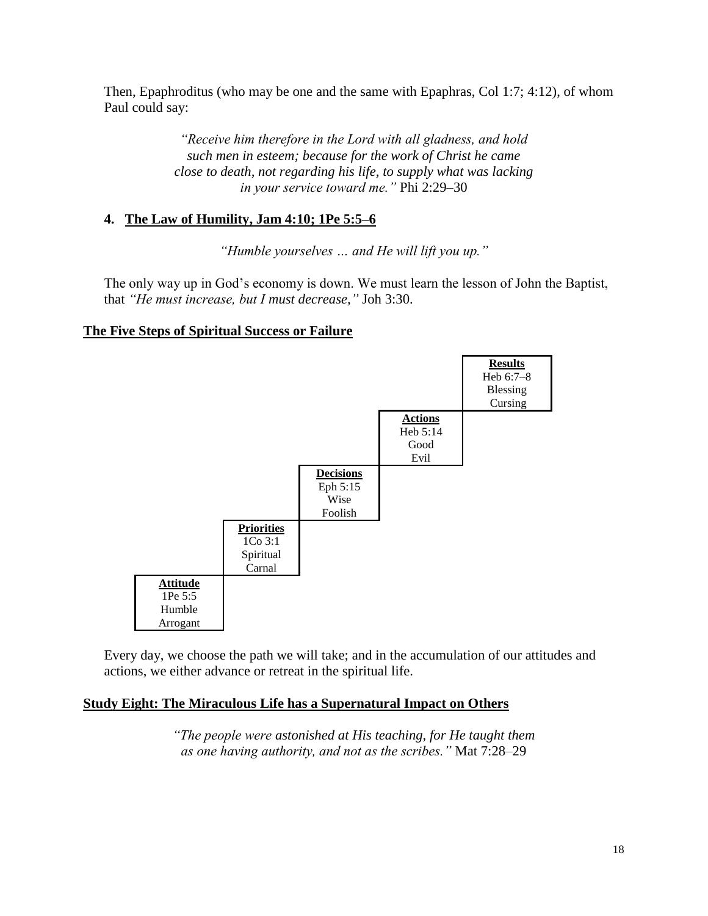Then, Epaphroditus (who may be one and the same with Epaphras, Col 1:7; 4:12), of whom Paul could say:

> *"Receive him therefore in the Lord with all gladness, and hold such men in esteem; because for the work of Christ he came close to death, not regarding his life, to supply what was lacking in your service toward me."* Phi 2:29–30

#### 4. **The Law of Humility, Jam 4:10; 1Pe 5:5–6**

> *"Humble yourselves … and He will lift you up."*

The only way up in God's economy is down. We must learn the lesson of John the Baptist, that *"He must increase, but I must decrease,"* Joh 3:30.

### **The Five Steps of Spiritual Success or Failure**

**Results**
Heb 6:7–8
Blessing
Cursing

**Actions**
Heb 5:14
Good
Evil

**Decisions**
Eph 5:15
Wise
Foolish

**Priorities**
1Co 3:1
Spiritual
Carnal

**Attitude**
1Pe 5:5
Humble
Arrogant

Every day, we choose the path we will take; and in the accumulation of our attitudes and actions, we either advance or retreat in the spiritual life.

### **Study Eight: The Miraculous Life has a Supernatural Impact on Others**

> *"The people were astonished at His teaching, for He taught them as one having authority, and not as the scribes."* Mat 7:28–29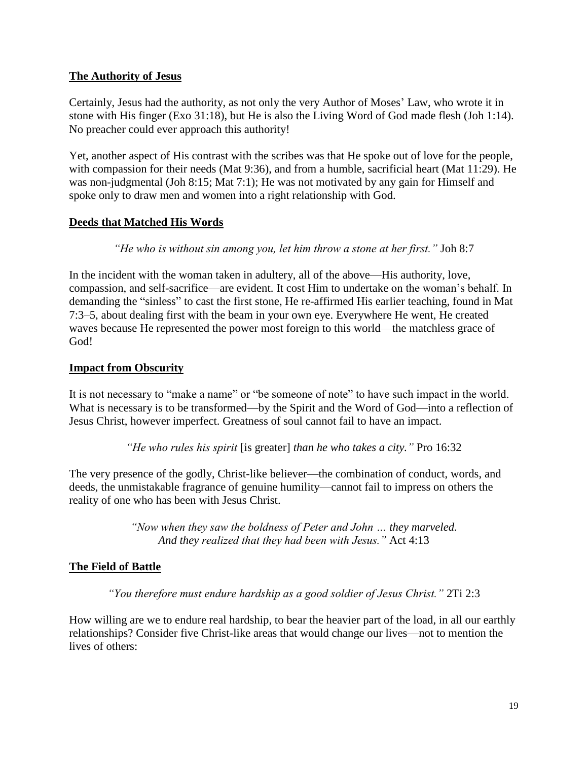## The Authority of Jesus

Certainly, Jesus had the authority, as not only the very Author of Moses' Law, who wrote it in stone with His finger (Exo 31:18), but He is also the Living Word of God made flesh (Joh 1:14). No preacher could ever approach this authority!

Yet, another aspect of His contrast with the scribes was that He spoke out of love for the people, with compassion for their needs (Mat 9:36), and from a humble, sacrificial heart (Mat 11:29). He was non-judgmental (Joh 8:15; Mat 7:1); He was not motivated by any gain for Himself and spoke only to draw men and women into a right relationship with God.

## Deeds that Matched His Words

*"He who is without sin among you, let him throw a stone at her first."* Joh 8:7

In the incident with the woman taken in adultery, all of the above—His authority, love, compassion, and self-sacrifice—are evident. It cost Him to undertake on the woman's behalf. In demanding the "sinless" to cast the first stone, He re-affirmed His earlier teaching, found in Mat 7:3–5, about dealing first with the beam in your own eye. Everywhere He went, He created waves because He represented the power most foreign to this world—the matchless grace of God!

## Impact from Obscurity

It is not necessary to "make a name" or "be someone of note" to have such impact in the world. What is necessary is to be transformed—by the Spirit and the Word of God—into a reflection of Jesus Christ, however imperfect. Greatness of soul cannot fail to have an impact.

*"He who rules his spirit* [is greater] *than he who takes a city."* Pro 16:32

The very presence of the godly, Christ-like believer—the combination of conduct, words, and deeds, the unmistakable fragrance of genuine humility—cannot fail to impress on others the reality of one who has been with Jesus Christ.

*"Now when they saw the boldness of Peter and John … they marveled. And they realized that they had been with Jesus."* Act 4:13

## The Field of Battle

*"You therefore must endure hardship as a good soldier of Jesus Christ."* 2Ti 2:3

How willing are we to endure real hardship, to bear the heavier part of the load, in all our earthly relationships? Consider five Christ-like areas that would change our lives—not to mention the lives of others: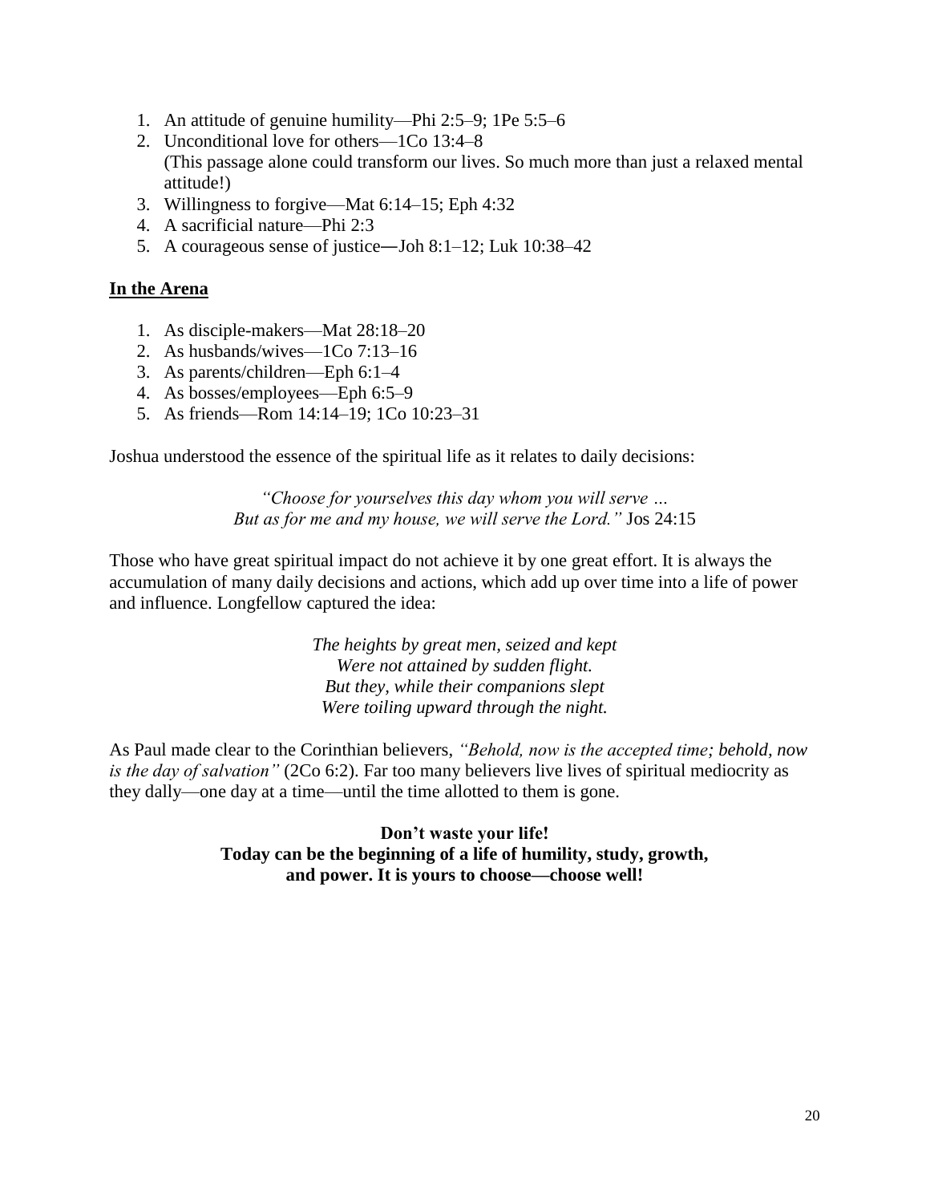1. An attitude of genuine humility—Phi 2:5–9; 1Pe 5:5–6
2. Unconditional love for others—1Co 13:4–8
   (This passage alone could transform our lives. So much more than just a relaxed mental attitude!)
3. Willingness to forgive—Mat 6:14–15; Eph 4:32
4. A sacrificial nature—Phi 2:3
5. A courageous sense of justice—Joh 8:1–12; Luk 10:38–42

**In the Arena**

1. As disciple-makers—Mat 28:18–20
2. As husbands/wives—1Co 7:13–16
3. As parents/children—Eph 6:1–4
4. As bosses/employees—Eph 6:5–9
5. As friends—Rom 14:14–19; 1Co 10:23–31

Joshua understood the essence of the spiritual life as it relates to daily decisions:

*"Choose for yourselves this day whom you will serve …*
*But as for me and my house, we will serve the Lord."* Jos 24:15

Those who have great spiritual impact do not achieve it by one great effort. It is always the accumulation of many daily decisions and actions, which add up over time into a life of power and influence. Longfellow captured the idea:

*The heights by great men, seized and kept*
*Were not attained by sudden flight.*
*But they, while their companions slept*
*Were toiling upward through the night.*

As Paul made clear to the Corinthian believers, *"Behold, now is the accepted time; behold, now is the day of salvation"* (2Co 6:2). Far too many believers live lives of spiritual mediocrity as they dally—one day at a time—until the time allotted to them is gone.

**Don't waste your life!**
**Today can be the beginning of a life of humility, study, growth, and power. It is yours to choose—choose well!**